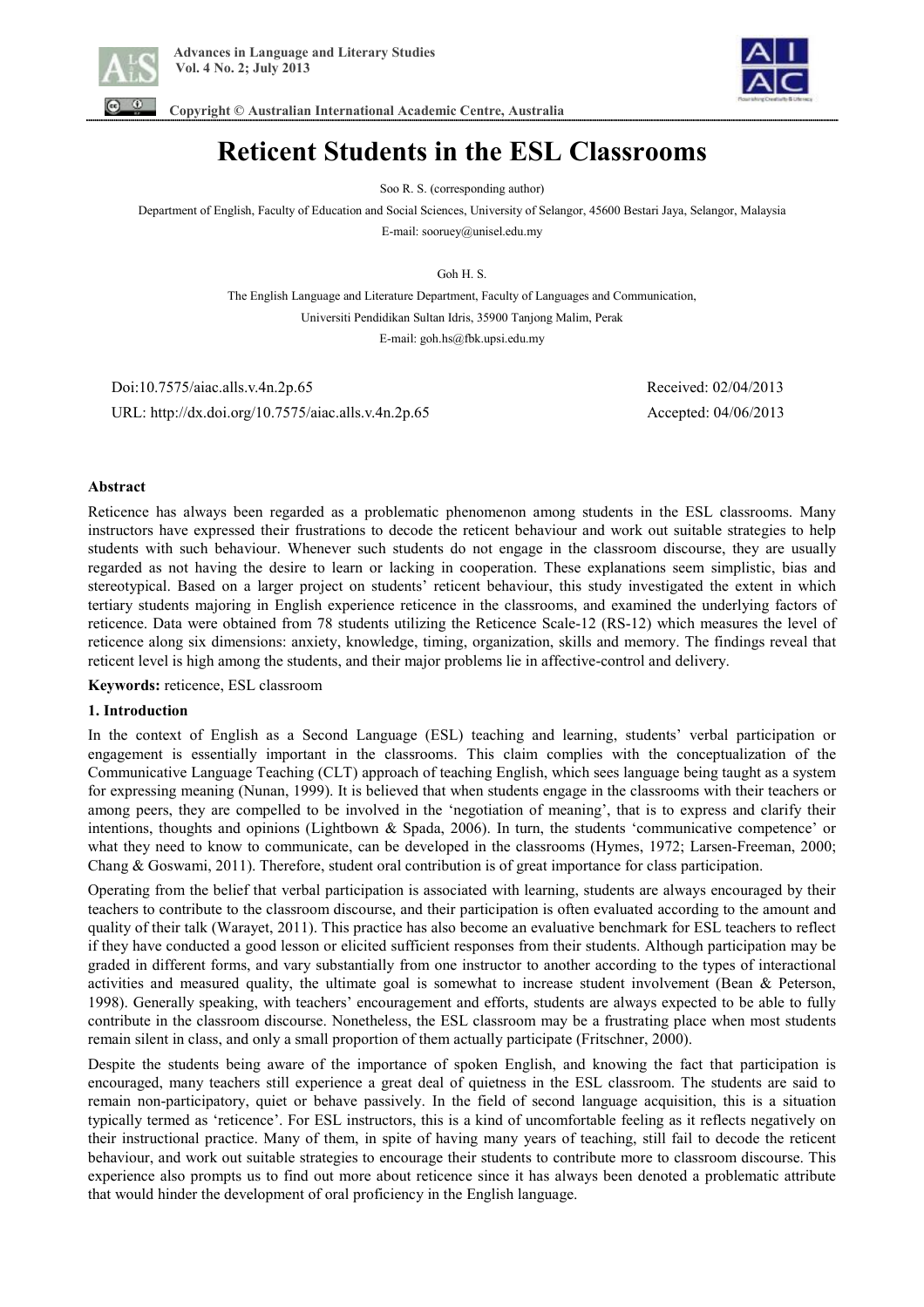# Reticent Students in the ESL Classrooms

Soo R. S. (corresponding author)

Department of English, Faculty of Education and Social Sciences, University of Selangor, 45600 Bestari Jaya, Selangor, Malaysia

E-mail: sooruey@unisel.edu.my

Goh H. S.

The English Language and Literature Department, Faculty of Languages and Communication,

Universiti Pendidikan Sultan Idris, 35900 Tanjong Malim, Perak

E-mail: goh.hs@fbk.upsi.edu.my

Doi:10.7575/aiac.alls.v.4n.2p.65 Received: 02/04/2013

URL: http://dx.doi.org/10.7575/aiac.alls.v.4n.2p.65 Accepted: 04/06/2013

**Abstract**

Reticence has always been regarded as a problematic phenomenon among students in the ESL classrooms. Many instructors have expressed their frustrations to decode the reticent behaviour and work out suitable strategies to help students with such behaviour. Whenever such students do not engage in the classroom discourse, they are usually regarded as not having the desire to learn or lacking in cooperation. These explanations seem simplistic, bias and stereotypical. Based on a larger project on students' reticent behaviour, this study investigated the extent in which tertiary students majoring in English experience reticence in the classrooms, and examined the underlying factors of reticence. Data were obtained from 78 students utilizing the Reticence Scale-12 (RS-12) which measures the level of reticence along six dimensions: anxiety, knowledge, timing, organization, skills and memory. The findings reveal that reticent level is high among the students, and their major problems lie in affective-control and delivery.

**Keywords:** reticence, ESL classroom

## 1. Introduction

In the context of English as a Second Language (ESL) teaching and learning, students' verbal participation or engagement is essentially important in the classrooms. This claim complies with the conceptualization of the Communicative Language Teaching (CLT) approach of teaching English, which sees language being taught as a system for expressing meaning (Nunan, 1999). It is believed that when students engage in the classrooms with their teachers or among peers, they are compelled to be involved in the 'negotiation of meaning', that is to express and clarify their intentions, thoughts and opinions (Lightbown & Spada, 2006). In turn, the students 'communicative competence' or what they need to know to communicate, can be developed in the classrooms (Hymes, 1972; Larsen-Freeman, 2000; Chang & Goswami, 2011). Therefore, student oral contribution is of great importance for class participation.

Operating from the belief that verbal participation is associated with learning, students are always encouraged by their teachers to contribute to the classroom discourse, and their participation is often evaluated according to the amount and quality of their talk (Warayet, 2011). This practice has also become an evaluative benchmark for ESL teachers to reflect if they have conducted a good lesson or elicited sufficient responses from their students. Although participation may be graded in different forms, and vary substantially from one instructor to another according to the types of interactional activities and measured quality, the ultimate goal is somewhat to increase student involvement (Bean & Peterson, 1998). Generally speaking, with teachers' encouragement and efforts, students are always expected to be able to fully contribute in the classroom discourse. Nonetheless, the ESL classroom may be a frustrating place when most students remain silent in class, and only a small proportion of them actually participate (Fritschner, 2000).

Despite the students being aware of the importance of spoken English, and knowing the fact that participation is encouraged, many teachers still experience a great deal of quietness in the ESL classroom. The students are said to remain non-participatory, quiet or behave passively. In the field of second language acquisition, this is a situation typically termed as 'reticence'. For ESL instructors, this is a kind of uncomfortable feeling as it reflects negatively on their instructional practice. Many of them, in spite of having many years of teaching, still fail to decode the reticent behaviour, and work out suitable strategies to encourage their students to contribute more to classroom discourse. This experience also prompts us to find out more about reticence since it has always been denoted a problematic attribute that would hinder the development of oral proficiency in the English language.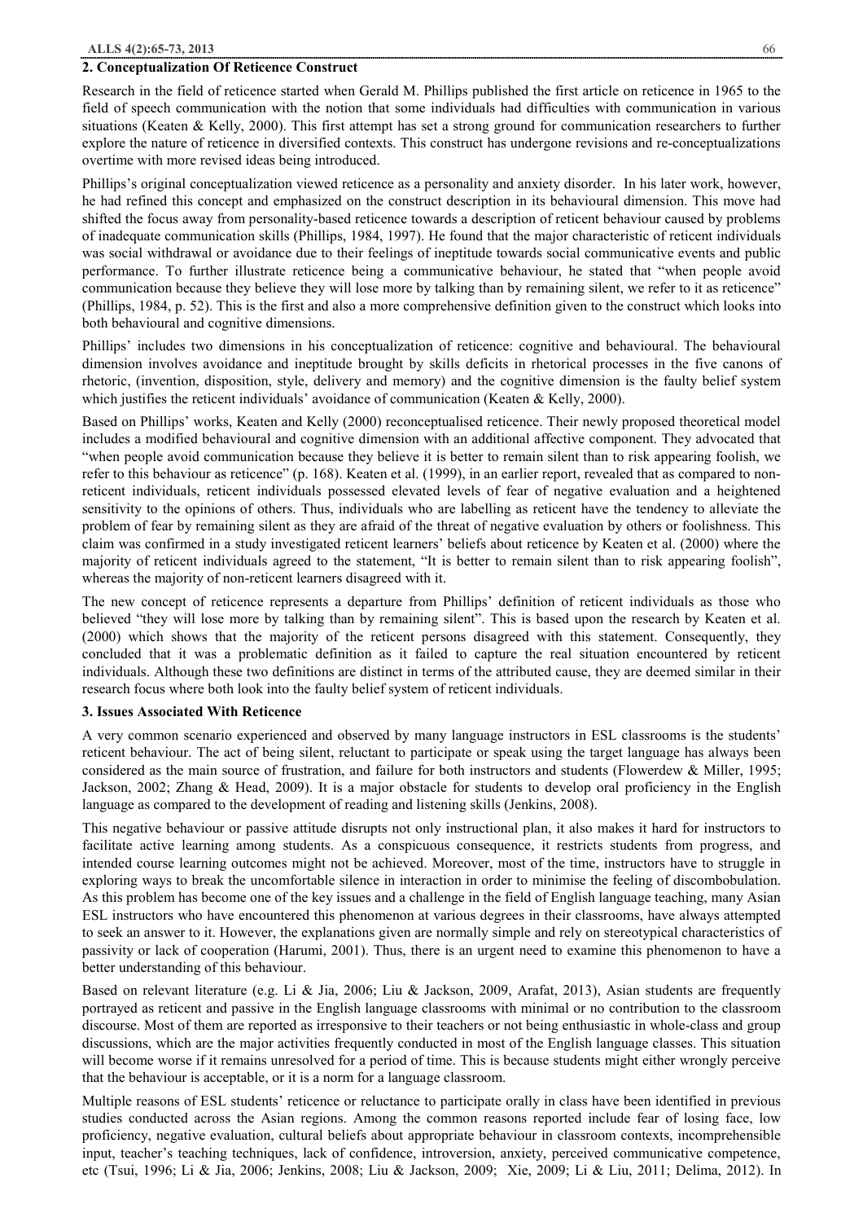## 2. Conceptualization Of Reticence Construct

Research in the field of reticence started when Gerald M. Phillips published the first article on reticence in 1965 to the field of speech communication with the notion that some individuals had difficulties with communication in various situations (Keaten & Kelly, 2000). This first attempt has set a strong ground for communication researchers to further explore the nature of reticence in diversified contexts. This construct has undergone revisions and re-conceptualizations overtime with more revised ideas being introduced.

Phillips's original conceptualization viewed reticence as a personality and anxiety disorder. In his later work, however, he had refined this concept and emphasized on the construct description in its behavioural dimension. This move had shifted the focus away from personality-based reticence towards a description of reticent behaviour caused by problems of inadequate communication skills (Phillips, 1984, 1997). He found that the major characteristic of reticent individuals was social withdrawal or avoidance due to their feelings of ineptitude towards social communicative events and public performance. To further illustrate reticence being a communicative behaviour, he stated that "when people avoid communication because they believe they will lose more by talking than by remaining silent, we refer to it as reticence" (Phillips, 1984, p. 52). This is the first and also a more comprehensive definition given to the construct which looks into both behavioural and cognitive dimensions.

Phillips' includes two dimensions in his conceptualization of reticence: cognitive and behavioural. The behavioural dimension involves avoidance and ineptitude brought by skills deficits in rhetorical processes in the five canons of rhetoric, (invention, disposition, style, delivery and memory) and the cognitive dimension is the faulty belief system which justifies the reticent individuals' avoidance of communication (Keaten & Kelly, 2000).

Based on Phillips' works, Keaten and Kelly (2000) reconceptualised reticence. Their newly proposed theoretical model includes a modified behavioural and cognitive dimension with an additional affective component. They advocated that "when people avoid communication because they believe it is better to remain silent than to risk appearing foolish, we refer to this behaviour as reticence" (p. 168). Keaten et al. (1999), in an earlier report, revealed that as compared to non-reticent individuals, reticent individuals possessed elevated levels of fear of negative evaluation and a heightened sensitivity to the opinions of others. Thus, individuals who are labelling as reticent have the tendency to alleviate the problem of fear by remaining silent as they are afraid of the threat of negative evaluation by others or foolishness. This claim was confirmed in a study investigated reticent learners' beliefs about reticence by Keaten et al. (2000) where the majority of reticent individuals agreed to the statement, "It is better to remain silent than to risk appearing foolish", whereas the majority of non-reticent learners disagreed with it.

The new concept of reticence represents a departure from Phillips' definition of reticent individuals as those who believed "they will lose more by talking than by remaining silent". This is based upon the research by Keaten et al. (2000) which shows that the majority of the reticent persons disagreed with this statement. Consequently, they concluded that it was a problematic definition as it failed to capture the real situation encountered by reticent individuals. Although these two definitions are distinct in terms of the attributed cause, they are deemed similar in their research focus where both look into the faulty belief system of reticent individuals.

## 3. Issues Associated With Reticence

A very common scenario experienced and observed by many language instructors in ESL classrooms is the students' reticent behaviour. The act of being silent, reluctant to participate or speak using the target language has always been considered as the main source of frustration, and failure for both instructors and students (Flowerdew & Miller, 1995; Jackson, 2002; Zhang & Head, 2009). It is a major obstacle for students to develop oral proficiency in the English language as compared to the development of reading and listening skills (Jenkins, 2008).

This negative behaviour or passive attitude disrupts not only instructional plan, it also makes it hard for instructors to facilitate active learning among students. As a conspicuous consequence, it restricts students from progress, and intended course learning outcomes might not be achieved. Moreover, most of the time, instructors have to struggle in exploring ways to break the uncomfortable silence in interaction in order to minimise the feeling of discombobulation. As this problem has become one of the key issues and a challenge in the field of English language teaching, many Asian ESL instructors who have encountered this phenomenon at various degrees in their classrooms, have always attempted to seek an answer to it. However, the explanations given are normally simple and rely on stereotypical characteristics of passivity or lack of cooperation (Harumi, 2001). Thus, there is an urgent need to examine this phenomenon to have a better understanding of this behaviour.

Based on relevant literature (e.g. Li & Jia, 2006; Liu & Jackson, 2009, Arafat, 2013), Asian students are frequently portrayed as reticent and passive in the English language classrooms with minimal or no contribution to the classroom discourse. Most of them are reported as irresponsive to their teachers or not being enthusiastic in whole-class and group discussions, which are the major activities frequently conducted in most of the English language classes. This situation will become worse if it remains unresolved for a period of time. This is because students might either wrongly perceive that the behaviour is acceptable, or it is a norm for a language classroom.

Multiple reasons of ESL students' reticence or reluctance to participate orally in class have been identified in previous studies conducted across the Asian regions. Among the common reasons reported include fear of losing face, low proficiency, negative evaluation, cultural beliefs about appropriate behaviour in classroom contexts, incomprehensible input, teacher's teaching techniques, lack of confidence, introversion, anxiety, perceived communicative competence, etc (Tsui, 1996; Li & Jia, 2006; Jenkins, 2008; Liu & Jackson, 2009; Xie, 2009; Li & Liu, 2011; Delima, 2012). In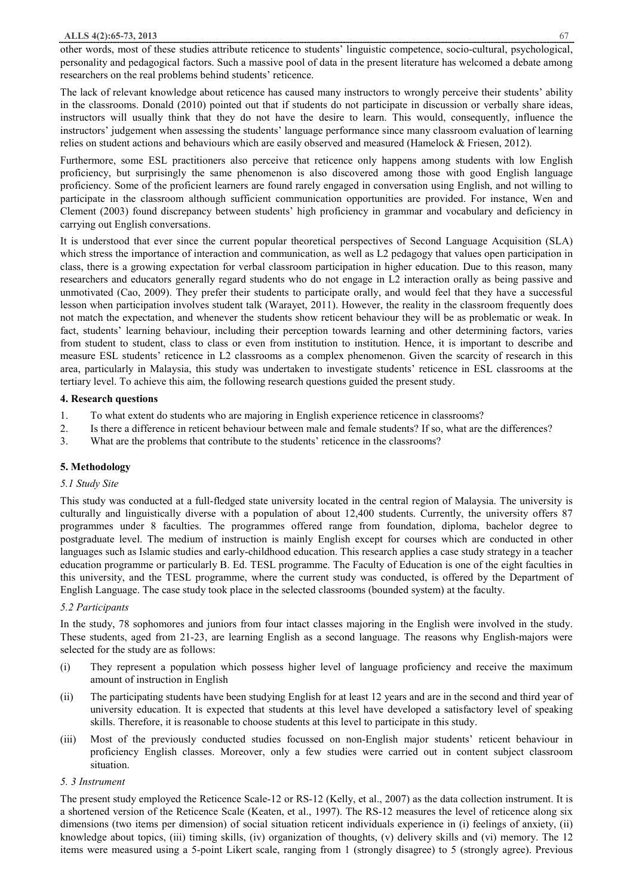other words, most of these studies attribute reticence to students' linguistic competence, socio-cultural, psychological, personality and pedagogical factors. Such a massive pool of data in the present literature has welcomed a debate among researchers on the real problems behind students' reticence.

The lack of relevant knowledge about reticence has caused many instructors to wrongly perceive their students' ability in the classrooms. Donald (2010) pointed out that if students do not participate in discussion or verbally share ideas, instructors will usually think that they do not have the desire to learn. This would, consequently, influence the instructors' judgement when assessing the students' language performance since many classroom evaluation of learning relies on student actions and behaviours which are easily observed and measured (Hamelock & Friesen, 2012).

Furthermore, some ESL practitioners also perceive that reticence only happens among students with low English proficiency, but surprisingly the same phenomenon is also discovered among those with good English language proficiency. Some of the proficient learners are found rarely engaged in conversation using English, and not willing to participate in the classroom although sufficient communication opportunities are provided. For instance, Wen and Clement (2003) found discrepancy between students' high proficiency in grammar and vocabulary and deficiency in carrying out English conversations.

It is understood that ever since the current popular theoretical perspectives of Second Language Acquisition (SLA) which stress the importance of interaction and communication, as well as L2 pedagogy that values open participation in class, there is a growing expectation for verbal classroom participation in higher education. Due to this reason, many researchers and educators generally regard students who do not engage in L2 interaction orally as being passive and unmotivated (Cao, 2009). They prefer their students to participate orally, and would feel that they have a successful lesson when participation involves student talk (Warayet, 2011). However, the reality in the classroom frequently does not match the expectation, and whenever the students show reticent behaviour they will be as problematic or weak. In fact, students' learning behaviour, including their perception towards learning and other determining factors, varies from student to student, class to class or even from institution to institution. Hence, it is important to describe and measure ESL students' reticence in L2 classrooms as a complex phenomenon. Given the scarcity of research in this area, particularly in Malaysia, this study was undertaken to investigate students' reticence in ESL classrooms at the tertiary level. To achieve this aim, the following research questions guided the present study.

## 4. Research questions

1. To what extent do students who are majoring in English experience reticence in classrooms?
2. Is there a difference in reticent behaviour between male and female students? If so, what are the differences?
3. What are the problems that contribute to the students' reticence in the classrooms?

## 5. Methodology

### *5.1 Study Site*

This study was conducted at a full-fledged state university located in the central region of Malaysia. The university is culturally and linguistically diverse with a population of about 12,400 students. Currently, the university offers 87 programmes under 8 faculties. The programmes offered range from foundation, diploma, bachelor degree to postgraduate level. The medium of instruction is mainly English except for courses which are conducted in other languages such as Islamic studies and early-childhood education. This research applies a case study strategy in a teacher education programme or particularly B. Ed. TESL programme. The Faculty of Education is one of the eight faculties in this university, and the TESL programme, where the current study was conducted, is offered by the Department of English Language. The case study took place in the selected classrooms (bounded system) at the faculty.

### *5.2 Participants*

In the study, 78 sophomores and juniors from four intact classes majoring in the English were involved in the study. These students, aged from 21-23, are learning English as a second language. The reasons why English-majors were selected for the study are as follows:

(i) They represent a population which possess higher level of language proficiency and receive the maximum amount of instruction in English

(ii) The participating students have been studying English for at least 12 years and are in the second and third year of university education. It is expected that students at this level have developed a satisfactory level of speaking skills. Therefore, it is reasonable to choose students at this level to participate in this study.

(iii) Most of the previously conducted studies focussed on non-English major students' reticent behaviour in proficiency English classes. Moreover, only a few studies were carried out in content subject classroom situation.

### *5. 3 Instrument*

The present study employed the Reticence Scale-12 or RS-12 (Kelly, et al., 2007) as the data collection instrument. It is a shortened version of the Reticence Scale (Keaten, et al., 1997). The RS-12 measures the level of reticence along six dimensions (two items per dimension) of social situation reticent individuals experience in (i) feelings of anxiety, (ii) knowledge about topics, (iii) timing skills, (iv) organization of thoughts, (v) delivery skills and (vi) memory. The 12 items were measured using a 5-point Likert scale, ranging from 1 (strongly disagree) to 5 (strongly agree). Previous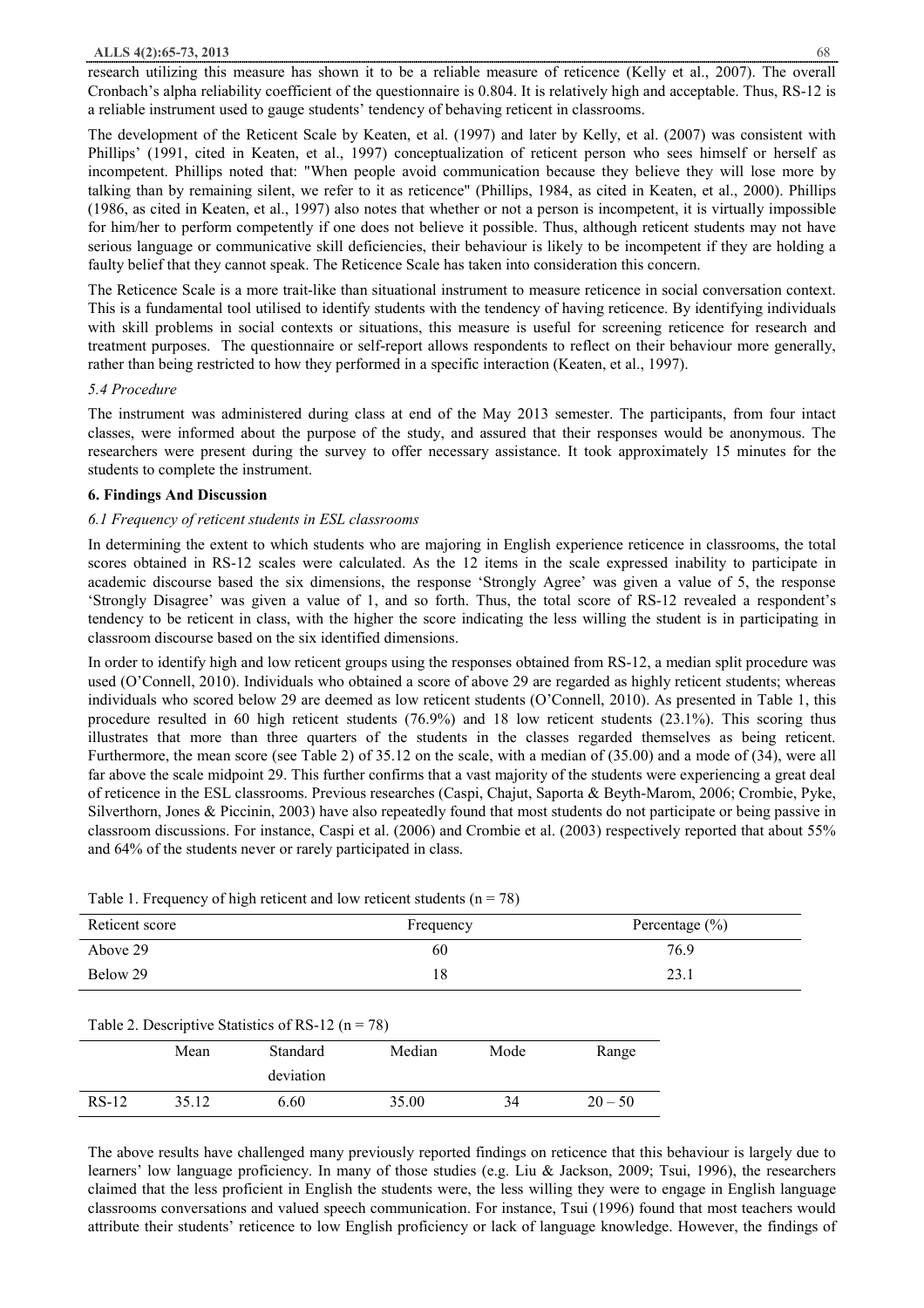research utilizing this measure has shown it to be a reliable measure of reticence (Kelly et al., 2007). The overall Cronbach's alpha reliability coefficient of the questionnaire is 0.804. It is relatively high and acceptable. Thus, RS-12 is a reliable instrument used to gauge students' tendency of behaving reticent in classrooms.

The development of the Reticent Scale by Keaten, et al. (1997) and later by Kelly, et al. (2007) was consistent with Phillips' (1991, cited in Keaten, et al., 1997) conceptualization of reticent person who sees himself or herself as incompetent. Phillips noted that: "When people avoid communication because they believe they will lose more by talking than by remaining silent, we refer to it as reticence" (Phillips, 1984, as cited in Keaten, et al., 2000). Phillips (1986, as cited in Keaten, et al., 1997) also notes that whether or not a person is incompetent, it is virtually impossible for him/her to perform competently if one does not believe it possible. Thus, although reticent students may not have serious language or communicative skill deficiencies, their behaviour is likely to be incompetent if they are holding a faulty belief that they cannot speak. The Reticence Scale has taken into consideration this concern.

The Reticence Scale is a more trait-like than situational instrument to measure reticence in social conversation context. This is a fundamental tool utilised to identify students with the tendency of having reticence. By identifying individuals with skill problems in social contexts or situations, this measure is useful for screening reticence for research and treatment purposes. The questionnaire or self-report allows respondents to reflect on their behaviour more generally, rather than being restricted to how they performed in a specific interaction (Keaten, et al., 1997).

### *5.4 Procedure*

The instrument was administered during class at end of the May 2013 semester. The participants, from four intact classes, were informed about the purpose of the study, and assured that their responses would be anonymous. The researchers were present during the survey to offer necessary assistance. It took approximately 15 minutes for the students to complete the instrument.

## 6. Findings And Discussion

### *6.1 Frequency of reticent students in ESL classrooms*

In determining the extent to which students who are majoring in English experience reticence in classrooms, the total scores obtained in RS-12 scales were calculated. As the 12 items in the scale expressed inability to participate in academic discourse based the six dimensions, the response 'Strongly Agree' was given a value of 5, the response 'Strongly Disagree' was given a value of 1, and so forth. Thus, the total score of RS-12 revealed a respondent's tendency to be reticent in class, with the higher the score indicating the less willing the student is in participating in classroom discourse based on the six identified dimensions.

In order to identify high and low reticent groups using the responses obtained from RS-12, a median split procedure was used (O'Connell, 2010). Individuals who obtained a score of above 29 are regarded as highly reticent students; whereas individuals who scored below 29 are deemed as low reticent students (O'Connell, 2010). As presented in Table 1, this procedure resulted in 60 high reticent students (76.9%) and 18 low reticent students (23.1%). This scoring thus illustrates that more than three quarters of the students in the classes regarded themselves as being reticent. Furthermore, the mean score (see Table 2) of 35.12 on the scale, with a median of (35.00) and a mode of (34), were all far above the scale midpoint 29. This further confirms that a vast majority of the students were experiencing a great deal of reticence in the ESL classrooms. Previous researches (Caspi, Chajut, Saporta & Beyth-Marom, 2006; Crombie, Pyke, Silverthorn, Jones & Piccinin, 2003) have also repeatedly found that most students do not participate or being passive in classroom discussions. For instance, Caspi et al. (2006) and Crombie et al. (2003) respectively reported that about 55% and 64% of the students never or rarely participated in class.

Table 1. Frequency of high reticent and low reticent students ($n = 78$)

| Reticent score | Frequency | Percentage (%) |
|---|---|---|
| Above 29 | 60 | 76.9 |
| Below 29 | 18 | 23.1 |

Table 2. Descriptive Statistics of RS-12 ($n = 78$)

| | Mean | Standard deviation | Median | Mode | Range |
|---|---|---|---|---|---|
| RS-12 | 35.12 | 6.60 | 35.00 | 34 | 20 – 50 |

The above results have challenged many previously reported findings on reticence that this behaviour is largely due to learners' low language proficiency. In many of those studies (e.g. Liu & Jackson, 2009; Tsui, 1996), the researchers claimed that the less proficient in English the students were, the less willing they were to engage in English language classrooms conversations and valued speech communication. For instance, Tsui (1996) found that most teachers would attribute their students' reticence to low English proficiency or lack of language knowledge. However, the findings of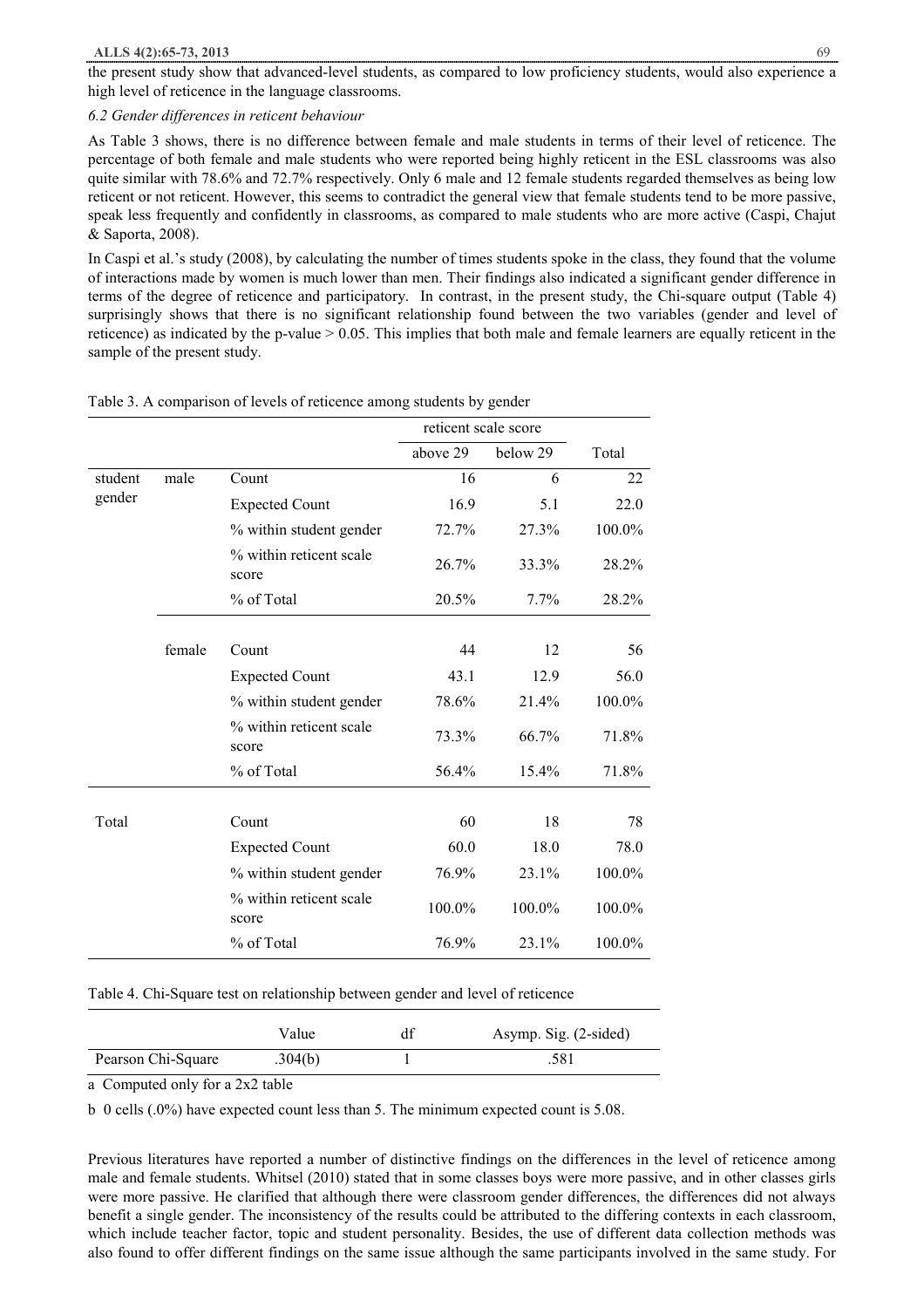the present study show that advanced-level students, as compared to low proficiency students, would also experience a high level of reticence in the language classrooms.

### *6.2 Gender differences in reticent behaviour*

As Table 3 shows, there is no difference between female and male students in terms of their level of reticence. The percentage of both female and male students who were reported being highly reticent in the ESL classrooms was also quite similar with 78.6% and 72.7% respectively. Only 6 male and 12 female students regarded themselves as being low reticent or not reticent. However, this seems to contradict the general view that female students tend to be more passive, speak less frequently and confidently in classrooms, as compared to male students who are more active (Caspi, Chajut & Saporta, 2008).

In Caspi et al.'s study (2008), by calculating the number of times students spoke in the class, they found that the volume of interactions made by women is much lower than men. Their findings also indicated a significant gender difference in terms of the degree of reticence and participatory. In contrast, in the present study, the Chi-square output (Table 4) surprisingly shows that there is no significant relationship found between the two variables (gender and level of reticence) as indicated by the p-value > 0.05. This implies that both male and female learners are equally reticent in the sample of the present study.

Table 3. A comparison of levels of reticence among students by gender

| | | | reticent scale score | | Total |
|---|---|---|---|---|---|
| | | | above 29 | below 29 | |
| student gender | male | Count | 16 | 6 | 22 |
| | | Expected Count | 16.9 | 5.1 | 22.0 |
| | | % within student gender | 72.7% | 27.3% | 100.0% |
| | | % within reticent scale score | 26.7% | 33.3% | 28.2% |
| | | % of Total | 20.5% | 7.7% | 28.2% |
| | female | Count | 44 | 12 | 56 |
| | | Expected Count | 43.1 | 12.9 | 56.0 |
| | | % within student gender | 78.6% | 21.4% | 100.0% |
| | | % within reticent scale score | 73.3% | 66.7% | 71.8% |
| | | % of Total | 56.4% | 15.4% | 71.8% |
| Total | | Count | 60 | 18 | 78 |
| | | Expected Count | 60.0 | 18.0 | 78.0 |
| | | % within student gender | 76.9% | 23.1% | 100.0% |
| | | % within reticent scale score | 100.0% | 100.0% | 100.0% |
| | | % of Total | 76.9% | 23.1% | 100.0% |

Table 4. Chi-Square test on relationship between gender and level of reticence

| | Value | df | Asymp. Sig. (2-sided) |
|---|---|---|---|
| Pearson Chi-Square | .304(b) | 1 | .581 |

a Computed only for a 2x2 table

b 0 cells (.0%) have expected count less than 5. The minimum expected count is 5.08.

Previous literatures have reported a number of distinctive findings on the differences in the level of reticence among male and female students. Whitsel (2010) stated that in some classes boys were more passive, and in other classes girls were more passive. He clarified that although there were classroom gender differences, the differences did not always benefit a single gender. The inconsistency of the results could be attributed to the differing contexts in each classroom, which include teacher factor, topic and student personality. Besides, the use of different data collection methods was also found to offer different findings on the same issue although the same participants involved in the same study. For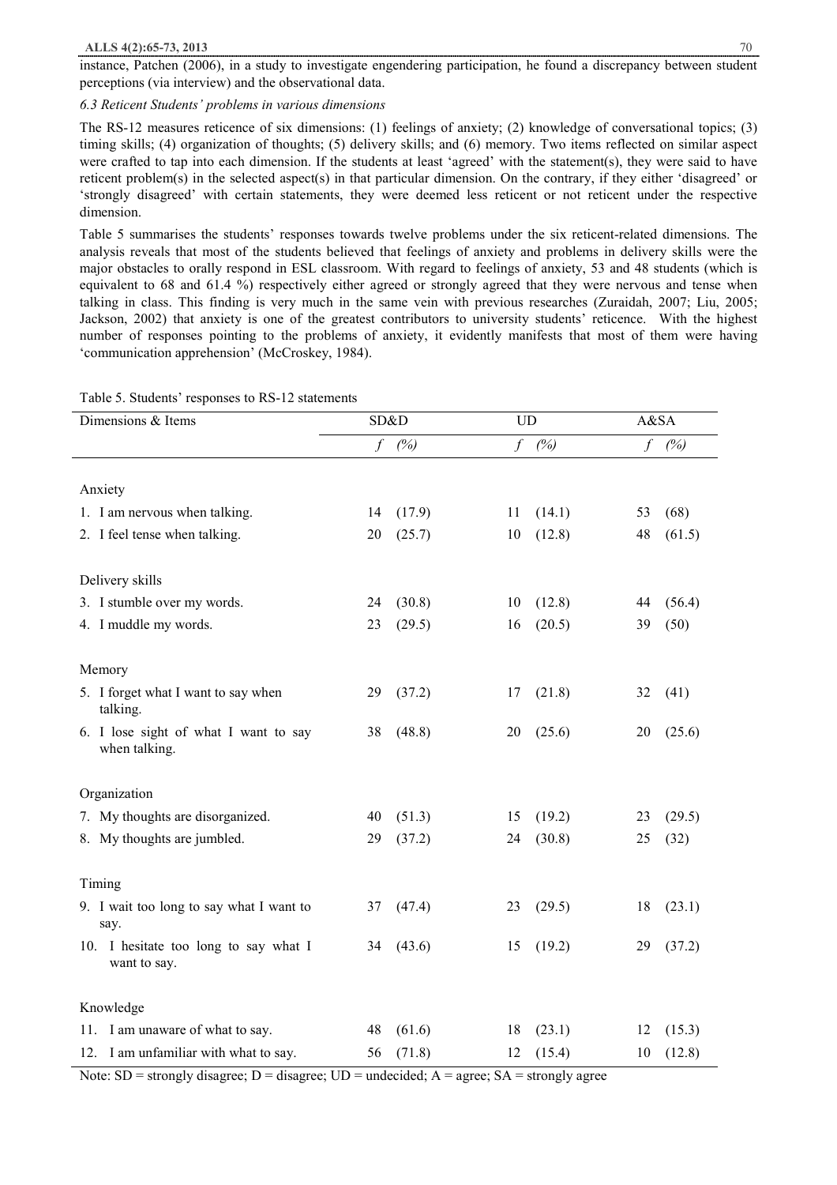instance, Patchen (2006), in a study to investigate engendering participation, he found a discrepancy between student perceptions (via interview) and the observational data.

*6.3 Reticent Students' problems in various dimensions*

The RS-12 measures reticence of six dimensions: (1) feelings of anxiety; (2) knowledge of conversational topics; (3) timing skills; (4) organization of thoughts; (5) delivery skills; and (6) memory. Two items reflected on similar aspect were crafted to tap into each dimension. If the students at least 'agreed' with the statement(s), they were said to have reticent problem(s) in the selected aspect(s) in that particular dimension. On the contrary, if they either 'disagreed' or 'strongly disagreed' with certain statements, they were deemed less reticent or not reticent under the respective dimension.

Table 5 summarises the students' responses towards twelve problems under the six reticent-related dimensions. The analysis reveals that most of the students believed that feelings of anxiety and problems in delivery skills were the major obstacles to orally respond in ESL classroom. With regard to feelings of anxiety, 53 and 48 students (which is equivalent to 68 and 61.4 %) respectively either agreed or strongly agreed that they were nervous and tense when talking in class. This finding is very much in the same vein with previous researches (Zuraidah, 2007; Liu, 2005; Jackson, 2002) that anxiety is one of the greatest contributors to university students' reticence. With the highest number of responses pointing to the problems of anxiety, it evidently manifests that most of them were having 'communication apprehension' (McCroskey, 1984).

Table 5. Students' responses to RS-12 statements

| Dimensions & Items | SD&D | | UD | | A&SA | |
|---|---|---|---|---|---|---|
| | *f* | *(%)* | *f* | *(%)* | *f* | *(%)* |
| **Anxiety** | | | | | | |
| 1. I am nervous when talking. | 14 | (17.9) | 11 | (14.1) | 53 | (68) |
| 2. I feel tense when talking. | 20 | (25.7) | 10 | (12.8) | 48 | (61.5) |
| **Delivery skills** | | | | | | |
| 3. I stumble over my words. | 24 | (30.8) | 10 | (12.8) | 44 | (56.4) |
| 4. I muddle my words. | 23 | (29.5) | 16 | (20.5) | 39 | (50) |
| **Memory** | | | | | | |
| 5. I forget what I want to say when talking. | 29 | (37.2) | 17 | (21.8) | 32 | (41) |
| 6. I lose sight of what I want to say when talking. | 38 | (48.8) | 20 | (25.6) | 20 | (25.6) |
| **Organization** | | | | | | |
| 7. My thoughts are disorganized. | 40 | (51.3) | 15 | (19.2) | 23 | (29.5) |
| 8. My thoughts are jumbled. | 29 | (37.2) | 24 | (30.8) | 25 | (32) |
| **Timing** | | | | | | |
| 9. I wait too long to say what I want to say. | 37 | (47.4) | 23 | (29.5) | 18 | (23.1) |
| 10. I hesitate too long to say what I want to say. | 34 | (43.6) | 15 | (19.2) | 29 | (37.2) |
| **Knowledge** | | | | | | |
| 11. I am unaware of what to say. | 48 | (61.6) | 18 | (23.1) | 12 | (15.3) |
| 12. I am unfamiliar with what to say. | 56 | (71.8) | 12 | (15.4) | 10 | (12.8) |

Note: SD = strongly disagree; D = disagree; UD = undecided; A = agree; SA = strongly agree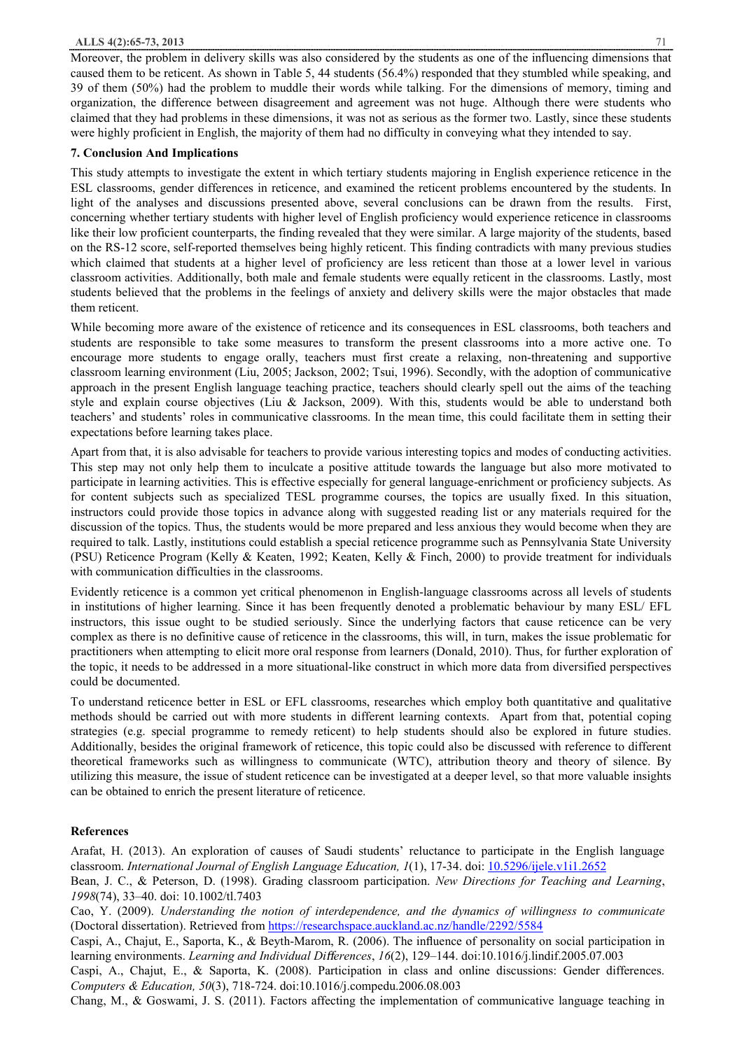Moreover, the problem in delivery skills was also considered by the students as one of the influencing dimensions that caused them to be reticent. As shown in Table 5, 44 students (56.4%) responded that they stumbled while speaking, and 39 of them (50%) had the problem to muddle their words while talking. For the dimensions of memory, timing and organization, the difference between disagreement and agreement was not huge. Although there were students who claimed that they had problems in these dimensions, it was not as serious as the former two. Lastly, since these students were highly proficient in English, the majority of them had no difficulty in conveying what they intended to say.

### 7. Conclusion And Implications

This study attempts to investigate the extent in which tertiary students majoring in English experience reticence in the ESL classrooms, gender differences in reticence, and examined the reticent problems encountered by the students. In light of the analyses and discussions presented above, several conclusions can be drawn from the results. First, concerning whether tertiary students with higher level of English proficiency would experience reticence in classrooms like their low proficient counterparts, the finding revealed that they were similar. A large majority of the students, based on the RS-12 score, self-reported themselves being highly reticent. This finding contradicts with many previous studies which claimed that students at a higher level of proficiency are less reticent than those at a lower level in various classroom activities. Additionally, both male and female students were equally reticent in the classrooms. Lastly, most students believed that the problems in the feelings of anxiety and delivery skills were the major obstacles that made them reticent.

While becoming more aware of the existence of reticence and its consequences in ESL classrooms, both teachers and students are responsible to take some measures to transform the present classrooms into a more active one. To encourage more students to engage orally, teachers must first create a relaxing, non-threatening and supportive classroom learning environment (Liu, 2005; Jackson, 2002; Tsui, 1996). Secondly, with the adoption of communicative approach in the present English language teaching practice, teachers should clearly spell out the aims of the teaching style and explain course objectives (Liu & Jackson, 2009). With this, students would be able to understand both teachers' and students' roles in communicative classrooms. In the mean time, this could facilitate them in setting their expectations before learning takes place.

Apart from that, it is also advisable for teachers to provide various interesting topics and modes of conducting activities. This step may not only help them to inculcate a positive attitude towards the language but also more motivated to participate in learning activities. This is effective especially for general language-enrichment or proficiency subjects. As for content subjects such as specialized TESL programme courses, the topics are usually fixed. In this situation, instructors could provide those topics in advance along with suggested reading list or any materials required for the discussion of the topics. Thus, the students would be more prepared and less anxious they would become when they are required to talk. Lastly, institutions could establish a special reticence programme such as Pennsylvania State University (PSU) Reticence Program (Kelly & Keaten, 1992; Keaten, Kelly & Finch, 2000) to provide treatment for individuals with communication difficulties in the classrooms.

Evidently reticence is a common yet critical phenomenon in English-language classrooms across all levels of students in institutions of higher learning. Since it has been frequently denoted a problematic behaviour by many ESL/ EFL instructors, this issue ought to be studied seriously. Since the underlying factors that cause reticence can be very complex as there is no definitive cause of reticence in the classrooms, this will, in turn, makes the issue problematic for practitioners when attempting to elicit more oral response from learners (Donald, 2010). Thus, for further exploration of the topic, it needs to be addressed in a more situational-like construct in which more data from diversified perspectives could be documented.

To understand reticence better in ESL or EFL classrooms, researches which employ both quantitative and qualitative methods should be carried out with more students in different learning contexts. Apart from that, potential coping strategies (e.g. special programme to remedy reticent) to help students should also be explored in future studies. Additionally, besides the original framework of reticence, this topic could also be discussed with reference to different theoretical frameworks such as willingness to communicate (WTC), attribution theory and theory of silence. By utilizing this measure, the issue of student reticence can be investigated at a deeper level, so that more valuable insights can be obtained to enrich the present literature of reticence.

### References

Arafat, H. (2013). An exploration of causes of Saudi students' reluctance to participate in the English language classroom. *International Journal of English Language Education, 1*(1), 17-34. doi: 10.5296/ijele.v1i1.2652

Bean, J. C., & Peterson, D. (1998). Grading classroom participation. *New Directions for Teaching and Learning*, *1998*(74), 33–40. doi: 10.1002/tl.7403

Cao, Y. (2009). *Understanding the notion of interdependence, and the dynamics of willingness to communicate* (Doctoral dissertation). Retrieved from https://researchspace.auckland.ac.nz/handle/2292/5584

Caspi, A., Chajut, E., Saporta, K., & Beyth-Marom, R. (2006). The influence of personality on social participation in learning environments. *Learning and Individual Differences*, *16*(2), 129–144. doi:10.1016/j.lindif.2005.07.003

Caspi, A., Chajut, E., & Saporta, K. (2008). Participation in class and online discussions: Gender differences. *Computers & Education, 50*(3), 718-724. doi:10.1016/j.compedu.2006.08.003

Chang, M., & Goswami, J. S. (2011). Factors affecting the implementation of communicative language teaching in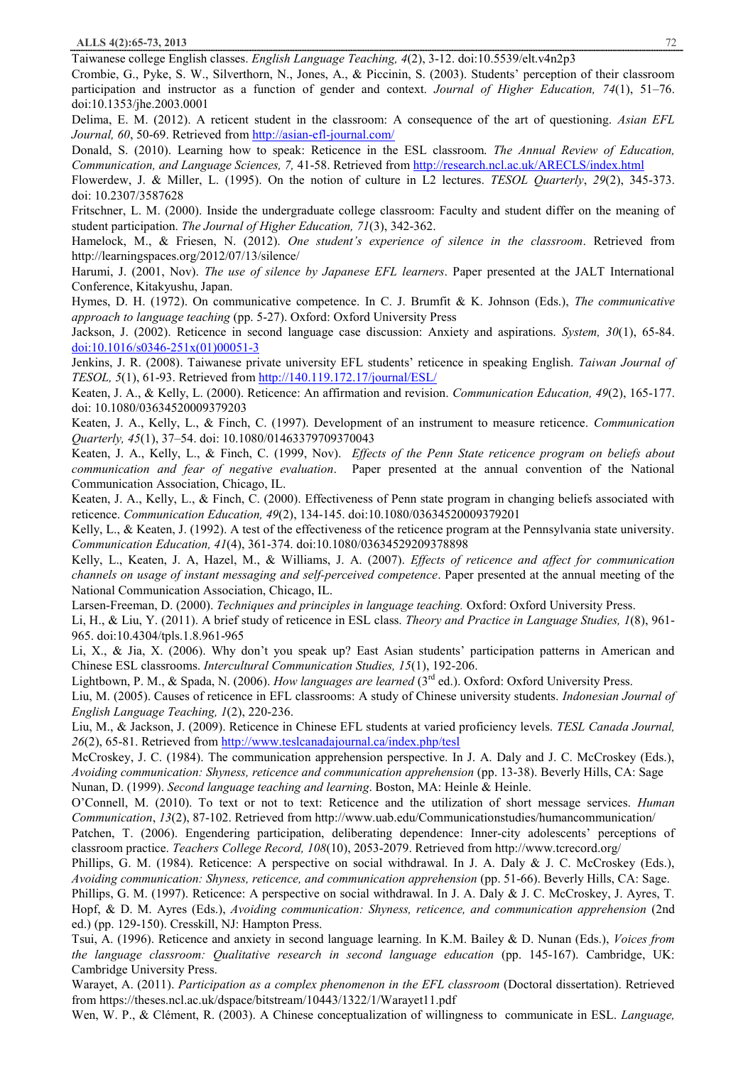Taiwanese college English classes. *English Language Teaching, 4*(2), 3-12. doi:10.5539/elt.v4n2p3

Crombie, G., Pyke, S. W., Silverthorn, N., Jones, A., & Piccinin, S. (2003). Students' perception of their classroom participation and instructor as a function of gender and context. *Journal of Higher Education, 74*(1), 51–76. doi:10.1353/jhe.2003.0001

Delima, E. M. (2012). A reticent student in the classroom: A consequence of the art of questioning. *Asian EFL Journal, 60*, 50-69. Retrieved from http://asian-efl-journal.com/

Donald, S. (2010). Learning how to speak: Reticence in the ESL classroom. *The Annual Review of Education, Communication, and Language Sciences, 7,* 41-58. Retrieved from http://research.ncl.ac.uk/ARECLS/index.html

Flowerdew, J. & Miller, L. (1995). On the notion of culture in L2 lectures. *TESOL Quarterly*, *29*(2), 345-373. doi: 10.2307/3587628

Fritschner, L. M. (2000). Inside the undergraduate college classroom: Faculty and student differ on the meaning of student participation. *The Journal of Higher Education, 71*(3), 342-362.

Hamelock, M., & Friesen, N. (2012). *One student's experience of silence in the classroom*. Retrieved from http://learningspaces.org/2012/07/13/silence/

Harumi, J. (2001, Nov). *The use of silence by Japanese EFL learners*. Paper presented at the JALT International Conference, Kitakyushu, Japan.

Hymes, D. H. (1972). On communicative competence. In C. J. Brumfit & K. Johnson (Eds.), *The communicative approach to language teaching* (pp. 5-27). Oxford: Oxford University Press

Jackson, J. (2002). Reticence in second language case discussion: Anxiety and aspirations. *System, 30*(1), 65-84. doi:10.1016/s0346-251x(01)00051-3

Jenkins, J. R. (2008). Taiwanese private university EFL students' reticence in speaking English. *Taiwan Journal of TESOL, 5*(1), 61-93. Retrieved from http://140.119.172.17/journal/ESL/

Keaten, J. A., & Kelly, L. (2000). Reticence: An affirmation and revision. *Communication Education, 49*(2), 165-177. doi: 10.1080/03634520009379203

Keaten, J. A., Kelly, L., & Finch, C. (1997). Development of an instrument to measure reticence. *Communication Quarterly, 45*(1), 37–54. doi: 10.1080/01463379709370043

Keaten, J. A., Kelly, L., & Finch, C. (1999, Nov). *Effects of the Penn State reticence program on beliefs about communication and fear of negative evaluation*. Paper presented at the annual convention of the National Communication Association, Chicago, IL.

Keaten, J. A., Kelly, L., & Finch, C. (2000). Effectiveness of Penn state program in changing beliefs associated with reticence. *Communication Education, 49*(2), 134-145. doi:10.1080/03634520009379201

Kelly, L., & Keaten, J. (1992). A test of the effectiveness of the reticence program at the Pennsylvania state university. *Communication Education, 41*(4), 361-374. doi:10.1080/03634529209378898

Kelly, L., Keaten, J. A, Hazel, M., & Williams, J. A. (2007). *Effects of reticence and affect for communication channels on usage of instant messaging and self-perceived competence*. Paper presented at the annual meeting of the National Communication Association, Chicago, IL.

Larsen-Freeman, D. (2000). *Techniques and principles in language teaching.* Oxford: Oxford University Press.

Li, H., & Liu, Y. (2011). A brief study of reticence in ESL class. *Theory and Practice in Language Studies, 1*(8), 961-965. doi:10.4304/tpls.1.8.961-965

Li, X., & Jia, X. (2006). Why don't you speak up? East Asian students' participation patterns in American and Chinese ESL classrooms. *Intercultural Communication Studies, 15*(1), 192-206.

Lightbown, P. M., & Spada, N. (2006). *How languages are learned* (3rd ed.). Oxford: Oxford University Press.

Liu, M. (2005). Causes of reticence in EFL classrooms: A study of Chinese university students. *Indonesian Journal of English Language Teaching, 1*(2), 220-236.

Liu, M., & Jackson, J. (2009). Reticence in Chinese EFL students at varied proficiency levels. *TESL Canada Journal, 26*(2), 65-81. Retrieved from http://www.teslcanadajournal.ca/index.php/tesl

McCroskey, J. C. (1984). The communication apprehension perspective. In J. A. Daly and J. C. McCroskey (Eds.), *Avoiding communication: Shyness, reticence and communication apprehension* (pp. 13-38). Beverly Hills, CA: Sage

Nunan, D. (1999). *Second language teaching and learning*. Boston, MA: Heinle & Heinle.

O'Connell, M. (2010). To text or not to text: Reticence and the utilization of short message services. *Human Communication*, *13*(2), 87-102. Retrieved from http://www.uab.edu/Communicationstudies/humancommunication/

Patchen, T. (2006). Engendering participation, deliberating dependence: Inner-city adolescents' perceptions of classroom practice. *Teachers College Record, 108*(10), 2053-2079. Retrieved from http://www.tcrecord.org/

Phillips, G. M. (1984). Reticence: A perspective on social withdrawal. In J. A. Daly & J. C. McCroskey (Eds.), *Avoiding communication: Shyness, reticence, and communication apprehension* (pp. 51-66). Beverly Hills, CA: Sage.

Phillips, G. M. (1997). Reticence: A perspective on social withdrawal. In J. A. Daly & J. C. McCroskey, J. Ayres, T. Hopf, & D. M. Ayres (Eds.), *Avoiding communication: Shyness, reticence, and communication apprehension* (2nd ed.) (pp. 129-150). Cresskill, NJ: Hampton Press.

Tsui, A. (1996). Reticence and anxiety in second language learning. In K.M. Bailey & D. Nunan (Eds.), *Voices from the language classroom: Qualitative research in second language education* (pp. 145-167). Cambridge, UK: Cambridge University Press.

Warayet, A. (2011). *Participation as a complex phenomenon in the EFL classroom* (Doctoral dissertation). Retrieved from https://theses.ncl.ac.uk/dspace/bitstream/10443/1322/1/Warayet11.pdf

Wen, W. P., & Clément, R. (2003). A Chinese conceptualization of willingness to communicate in ESL. *Language,*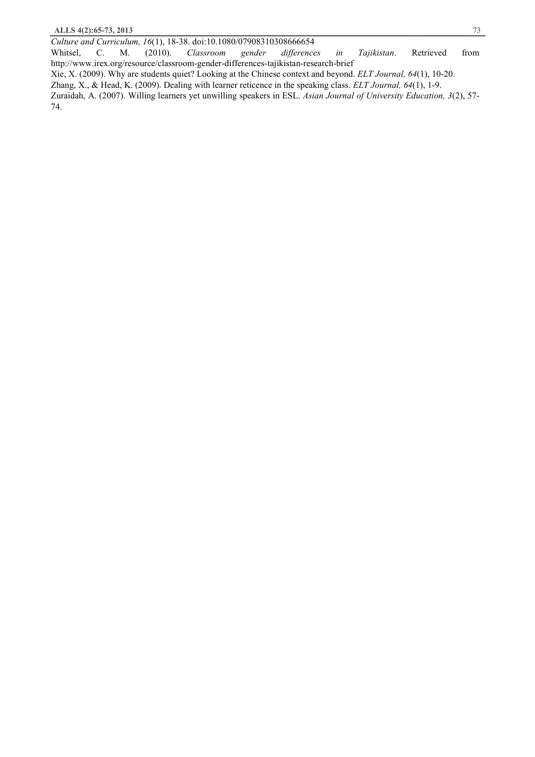*Culture and Curriculum, 16*(1), 18-38. doi:10.1080/07908310308666654

Whitsel, C. M. (2010). *Classroom gender differences in Tajikistan*. Retrieved from http://www.irex.org/resource/classroom-gender-differences-tajikistan-research-brief

Xie, X. (2009). Why are students quiet? Looking at the Chinese context and beyond. *ELT Journal, 64*(1), 10-20.

Zhang, X., & Head, K. (2009). Dealing with learner reticence in the speaking class. *ELT Journal, 64*(1), 1-9.

Zuraidah, A. (2007). Willing learners yet unwilling speakers in ESL. *Asian Journal of University Education, 3*(2), 57-74.